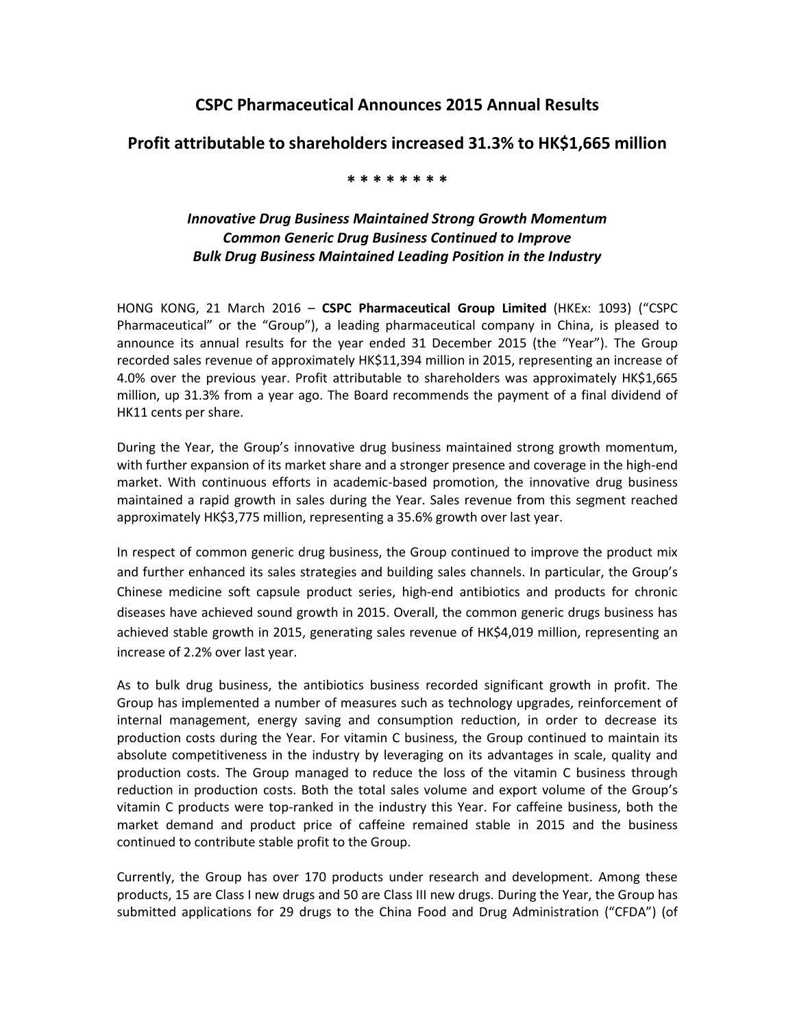# CSPC Pharmaceutical Announces 2015 Annual Results

## Profit attributable to shareholders increased 31.3% to HK$1,665 million

* * * * * * * *

***Innovative Drug Business Maintained Strong Growth Momentum***
***Common Generic Drug Business Continued to Improve***
***Bulk Drug Business Maintained Leading Position in the Industry***

HONG KONG, 21 March 2016 – **CSPC Pharmaceutical Group Limited** (HKEx: 1093) ("CSPC Pharmaceutical" or the "Group"), a leading pharmaceutical company in China, is pleased to announce its annual results for the year ended 31 December 2015 (the "Year"). The Group recorded sales revenue of approximately HK$11,394 million in 2015, representing an increase of 4.0% over the previous year. Profit attributable to shareholders was approximately HK$1,665 million, up 31.3% from a year ago. The Board recommends the payment of a final dividend of HK11 cents per share.

During the Year, the Group's innovative drug business maintained strong growth momentum, with further expansion of its market share and a stronger presence and coverage in the high-end market. With continuous efforts in academic-based promotion, the innovative drug business maintained a rapid growth in sales during the Year. Sales revenue from this segment reached approximately HK$3,775 million, representing a 35.6% growth over last year.

In respect of common generic drug business, the Group continued to improve the product mix and further enhanced its sales strategies and building sales channels. In particular, the Group's Chinese medicine soft capsule product series, high-end antibiotics and products for chronic diseases have achieved sound growth in 2015. Overall, the common generic drugs business has achieved stable growth in 2015, generating sales revenue of HK$4,019 million, representing an increase of 2.2% over last year.

As to bulk drug business, the antibiotics business recorded significant growth in profit. The Group has implemented a number of measures such as technology upgrades, reinforcement of internal management, energy saving and consumption reduction, in order to decrease its production costs during the Year. For vitamin C business, the Group continued to maintain its absolute competitiveness in the industry by leveraging on its advantages in scale, quality and production costs. The Group managed to reduce the loss of the vitamin C business through reduction in production costs. Both the total sales volume and export volume of the Group's vitamin C products were top-ranked in the industry this Year. For caffeine business, both the market demand and product price of caffeine remained stable in 2015 and the business continued to contribute stable profit to the Group.

Currently, the Group has over 170 products under research and development. Among these products, 15 are Class I new drugs and 50 are Class III new drugs. During the Year, the Group has submitted applications for 29 drugs to the China Food and Drug Administration ("CFDA") (of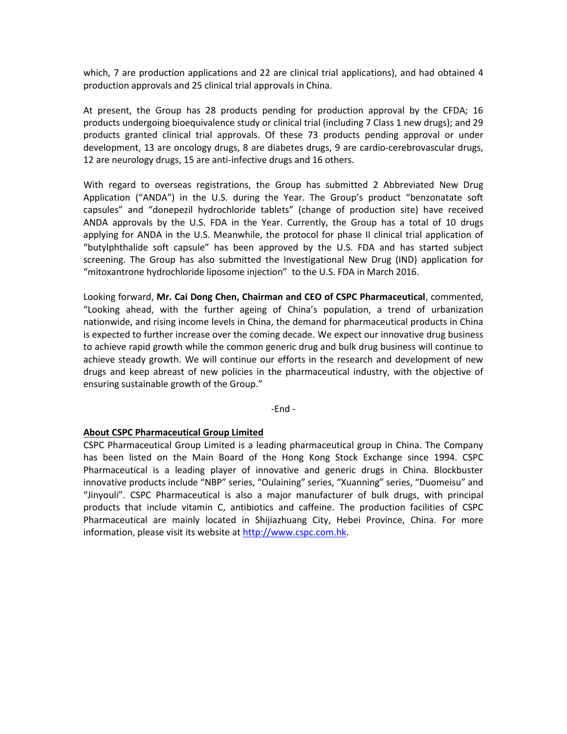which, 7 are production applications and 22 are clinical trial applications), and had obtained 4 production approvals and 25 clinical trial approvals in China.

At present, the Group has 28 products pending for production approval by the CFDA; 16 products undergoing bioequivalence study or clinical trial (including 7 Class 1 new drugs); and 29 products granted clinical trial approvals. Of these 73 products pending approval or under development, 13 are oncology drugs, 8 are diabetes drugs, 9 are cardio-cerebrovascular drugs, 12 are neurology drugs, 15 are anti-infective drugs and 16 others.

With regard to overseas registrations, the Group has submitted 2 Abbreviated New Drug Application ("ANDA") in the U.S. during the Year. The Group's product "benzonatate soft capsules" and "donepezil hydrochloride tablets" (change of production site) have received ANDA approvals by the U.S. FDA in the Year. Currently, the Group has a total of 10 drugs applying for ANDA in the U.S. Meanwhile, the protocol for phase II clinical trial application of "butylphthalide soft capsule" has been approved by the U.S. FDA and has started subject screening. The Group has also submitted the Investigational New Drug (IND) application for "mitoxantrone hydrochloride liposome injection" to the U.S. FDA in March 2016.

Looking forward, **Mr. Cai Dong Chen, Chairman and CEO of CSPC Pharmaceutical**, commented, "Looking ahead, with the further ageing of China's population, a trend of urbanization nationwide, and rising income levels in China, the demand for pharmaceutical products in China is expected to further increase over the coming decade. We expect our innovative drug business to achieve rapid growth while the common generic drug and bulk drug business will continue to achieve steady growth. We will continue our efforts in the research and development of new drugs and keep abreast of new policies in the pharmaceutical industry, with the objective of ensuring sustainable growth of the Group."

-End -

**About CSPC Pharmaceutical Group Limited**

CSPC Pharmaceutical Group Limited is a leading pharmaceutical group in China. The Company has been listed on the Main Board of the Hong Kong Stock Exchange since 1994. CSPC Pharmaceutical is a leading player of innovative and generic drugs in China. Blockbuster innovative products include "NBP" series, "Oulaining" series, "Xuanning" series, "Duomeisu" and "Jinyouli". CSPC Pharmaceutical is also a major manufacturer of bulk drugs, with principal products that include vitamin C, antibiotics and caffeine. The production facilities of CSPC Pharmaceutical are mainly located in Shijiazhuang City, Hebei Province, China. For more information, please visit its website at http://www.cspc.com.hk.